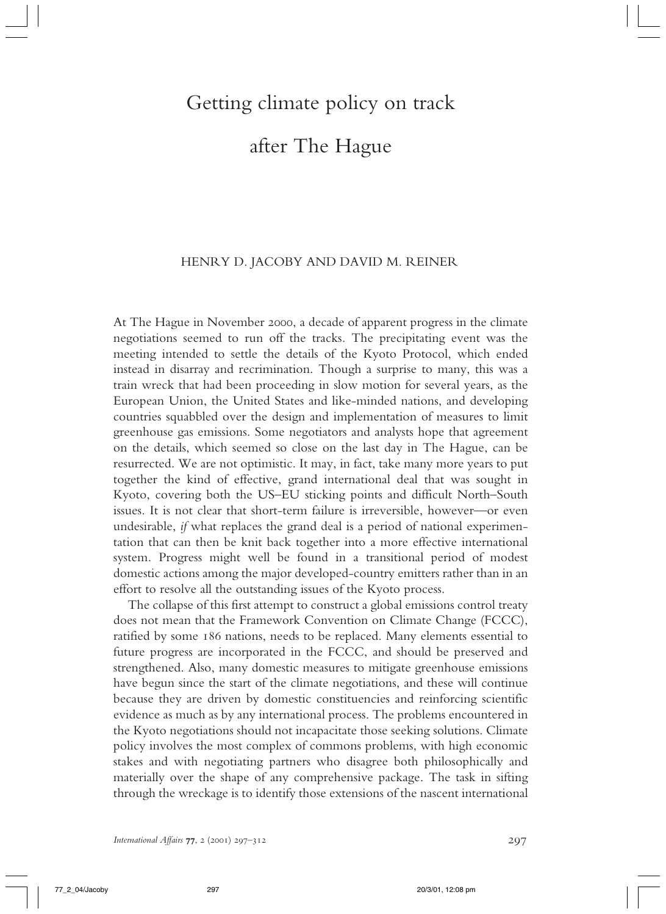# Getting climate policy on track after The Hague

HENRY D. JACOBY AND DAVID M. REINER

At The Hague in November 2000, a decade of apparent progress in the climate negotiations seemed to run off the tracks. The precipitating event was the meeting intended to settle the details of the Kyoto Protocol, which ended instead in disarray and recrimination. Though a surprise to many, this was a train wreck that had been proceeding in slow motion for several years, as the European Union, the United States and like-minded nations, and developing countries squabbled over the design and implementation of measures to limit greenhouse gas emissions. Some negotiators and analysts hope that agreement on the details, which seemed so close on the last day in The Hague, can be resurrected. We are not optimistic. It may, in fact, take many more years to put together the kind of effective, grand international deal that was sought in Kyoto, covering both the US–EU sticking points and difficult North–South issues. It is not clear that short-term failure is irreversible, however—or even undesirable, *if* what replaces the grand deal is a period of national experimentation that can then be knit back together into a more effective international system. Progress might well be found in a transitional period of modest domestic actions among the major developed-country emitters rather than in an effort to resolve all the outstanding issues of the Kyoto process.

The collapse of this first attempt to construct a global emissions control treaty does not mean that the Framework Convention on Climate Change (FCCC), ratified by some 186 nations, needs to be replaced. Many elements essential to future progress are incorporated in the FCCC, and should be preserved and strengthened. Also, many domestic measures to mitigate greenhouse emissions have begun since the start of the climate negotiations, and these will continue because they are driven by domestic constituencies and reinforcing scientific evidence as much as by any international process. The problems encountered in the Kyoto negotiations should not incapacitate those seeking solutions. Climate policy involves the most complex of commons problems, with high economic stakes and with negotiating partners who disagree both philosophically and materially over the shape of any comprehensive package. The task in sifting through the wreckage is to identify those extensions of the nascent international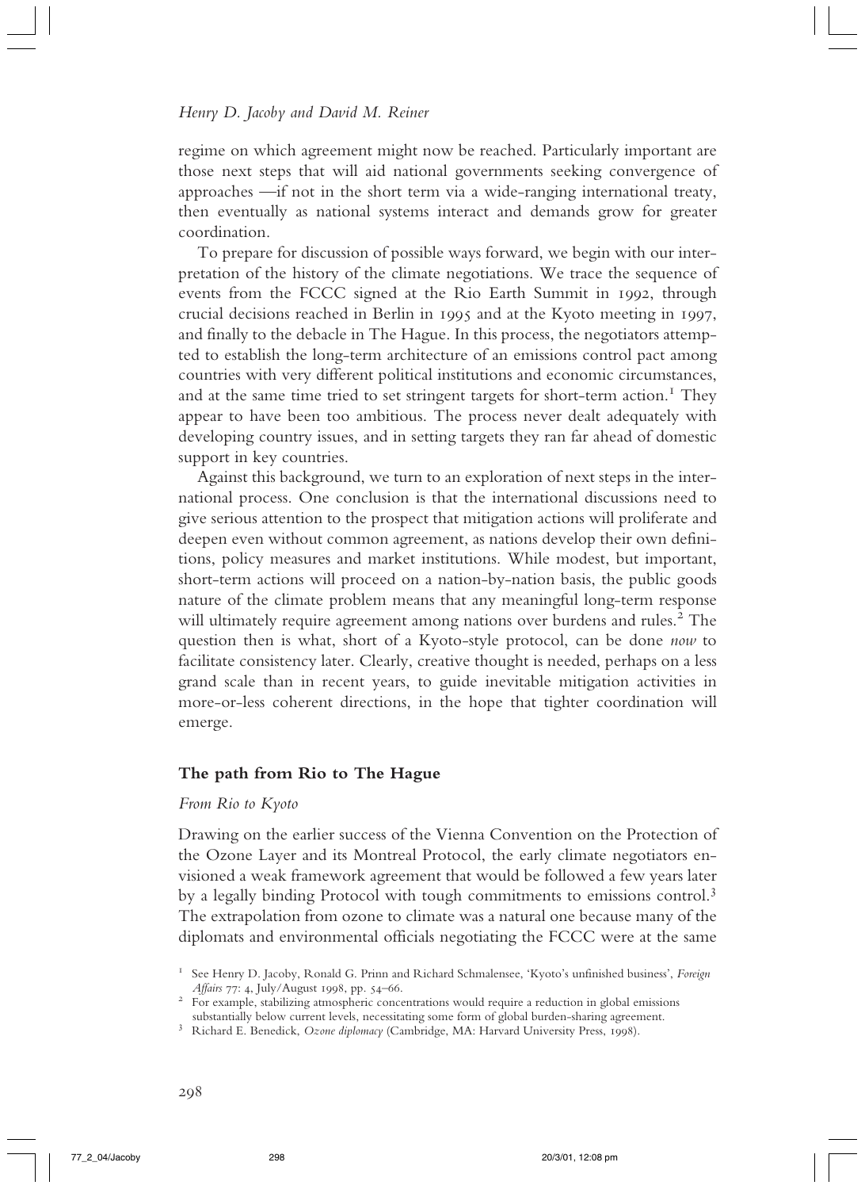regime on which agreement might now be reached. Particularly important are those next steps that will aid national governments seeking convergence of approaches —if not in the short term via a wide-ranging international treaty, then eventually as national systems interact and demands grow for greater coordination.

To prepare for discussion of possible ways forward, we begin with our interpretation of the history of the climate negotiations. We trace the sequence of events from the FCCC signed at the Rio Earth Summit in 1992, through crucial decisions reached in Berlin in 1995 and at the Kyoto meeting in 1997, and finally to the debacle in The Hague. In this process, the negotiators attempted to establish the long-term architecture of an emissions control pact among countries with very different political institutions and economic circumstances, and at the same time tried to set stringent targets for short-term action.[1] They appear to have been too ambitious. The process never dealt adequately with developing country issues, and in setting targets they ran far ahead of domestic support in key countries.

Against this background, we turn to an exploration of next steps in the international process. One conclusion is that the international discussions need to give serious attention to the prospect that mitigation actions will proliferate and deepen even without common agreement, as nations develop their own definitions, policy measures and market institutions. While modest, but important, short-term actions will proceed on a nation-by-nation basis, the public goods nature of the climate problem means that any meaningful long-term response will ultimately require agreement among nations over burdens and rules.[2] The question then is what, short of a Kyoto-style protocol, can be done *now* to facilitate consistency later. Clearly, creative thought is needed, perhaps on a less grand scale than in recent years, to guide inevitable mitigation activities in more-or-less coherent directions, in the hope that tighter coordination will emerge.

## The path from Rio to The Hague

### *From Rio to Kyoto*

Drawing on the earlier success of the Vienna Convention on the Protection of the Ozone Layer and its Montreal Protocol, the early climate negotiators envisioned a weak framework agreement that would be followed a few years later by a legally binding Protocol with tough commitments to emissions control.[3] The extrapolation from ozone to climate was a natural one because many of the diplomats and environmental officials negotiating the FCCC were at the same

[1] See Henry D. Jacoby, Ronald G. Prinn and Richard Schmalensee, 'Kyoto's unfinished business', *Foreign Affairs* 77: 4, July/August 1998, pp. 54–66.

[2] For example, stabilizing atmospheric concentrations would require a reduction in global emissions substantially below current levels, necessitating some form of global burden-sharing agreement.

[3] Richard E. Benedick, *Ozone diplomacy* (Cambridge, MA: Harvard University Press, 1998).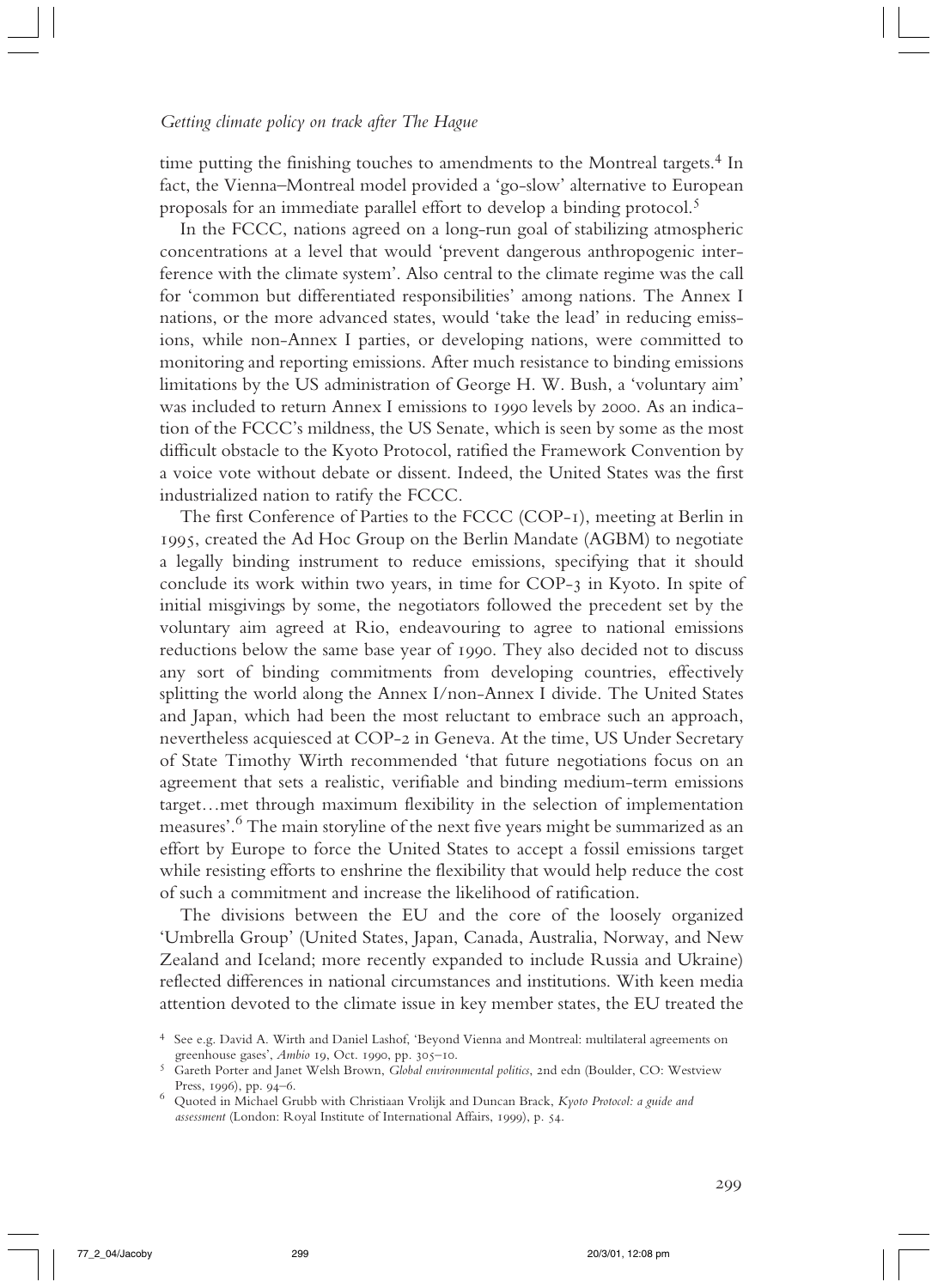time putting the finishing touches to amendments to the Montreal targets.[4] In fact, the Vienna–Montreal model provided a 'go-slow' alternative to European proposals for an immediate parallel effort to develop a binding protocol.[5]

In the FCCC, nations agreed on a long-run goal of stabilizing atmospheric concentrations at a level that would 'prevent dangerous anthropogenic interference with the climate system'. Also central to the climate regime was the call for 'common but differentiated responsibilities' among nations. The Annex I nations, or the more advanced states, would 'take the lead' in reducing emissions, while non-Annex I parties, or developing nations, were committed to monitoring and reporting emissions. After much resistance to binding emissions limitations by the US administration of George H. W. Bush, a 'voluntary aim' was included to return Annex I emissions to 1990 levels by 2000. As an indication of the FCCC's mildness, the US Senate, which is seen by some as the most difficult obstacle to the Kyoto Protocol, ratified the Framework Convention by a voice vote without debate or dissent. Indeed, the United States was the first industrialized nation to ratify the FCCC.

The first Conference of Parties to the FCCC (COP-1), meeting at Berlin in 1995, created the Ad Hoc Group on the Berlin Mandate (AGBM) to negotiate a legally binding instrument to reduce emissions, specifying that it should conclude its work within two years, in time for COP-3 in Kyoto. In spite of initial misgivings by some, the negotiators followed the precedent set by the voluntary aim agreed at Rio, endeavouring to agree to national emissions reductions below the same base year of 1990. They also decided not to discuss any sort of binding commitments from developing countries, effectively splitting the world along the Annex I/non-Annex I divide. The United States and Japan, which had been the most reluctant to embrace such an approach, nevertheless acquiesced at COP-2 in Geneva. At the time, US Under Secretary of State Timothy Wirth recommended 'that future negotiations focus on an agreement that sets a realistic, verifiable and binding medium-term emissions target…met through maximum flexibility in the selection of implementation measures'.[6] The main storyline of the next five years might be summarized as an effort by Europe to force the United States to accept a fossil emissions target while resisting efforts to enshrine the flexibility that would help reduce the cost of such a commitment and increase the likelihood of ratification.

The divisions between the EU and the core of the loosely organized 'Umbrella Group' (United States, Japan, Canada, Australia, Norway, and New Zealand and Iceland; more recently expanded to include Russia and Ukraine) reflected differences in national circumstances and institutions. With keen media attention devoted to the climate issue in key member states, the EU treated the

[4] See e.g. David A. Wirth and Daniel Lashof, 'Beyond Vienna and Montreal: multilateral agreements on greenhouse gases', *Ambio* 19, Oct. 1990, pp. 305–10.

[5] Gareth Porter and Janet Welsh Brown, *Global environmental politics*, 2nd edn (Boulder, CO: Westview Press, 1996), pp. 94–6.

[6] Quoted in Michael Grubb with Christiaan Vrolijk and Duncan Brack, *Kyoto Protocol: a guide and assessment* (London: Royal Institute of International Affairs, 1999), p. 54.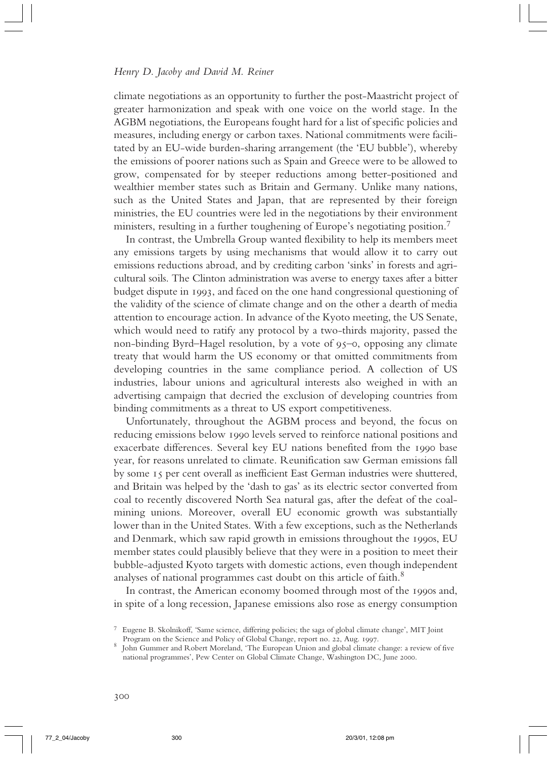climate negotiations as an opportunity to further the post-Maastricht project of greater harmonization and speak with one voice on the world stage. In the AGBM negotiations, the Europeans fought hard for a list of specific policies and measures, including energy or carbon taxes. National commitments were facilitated by an EU-wide burden-sharing arrangement (the 'EU bubble'), whereby the emissions of poorer nations such as Spain and Greece were to be allowed to grow, compensated for by steeper reductions among better-positioned and wealthier member states such as Britain and Germany. Unlike many nations, such as the United States and Japan, that are represented by their foreign ministries, the EU countries were led in the negotiations by their environment ministers, resulting in a further toughening of Europe's negotiating position.[7]

In contrast, the Umbrella Group wanted flexibility to help its members meet any emissions targets by using mechanisms that would allow it to carry out emissions reductions abroad, and by crediting carbon 'sinks' in forests and agricultural soils. The Clinton administration was averse to energy taxes after a bitter budget dispute in 1993, and faced on the one hand congressional questioning of the validity of the science of climate change and on the other a dearth of media attention to encourage action. In advance of the Kyoto meeting, the US Senate, which would need to ratify any protocol by a two-thirds majority, passed the non-binding Byrd–Hagel resolution, by a vote of 95–0, opposing any climate treaty that would harm the US economy or that omitted commitments from developing countries in the same compliance period. A collection of US industries, labour unions and agricultural interests also weighed in with an advertising campaign that decried the exclusion of developing countries from binding commitments as a threat to US export competitiveness.

Unfortunately, throughout the AGBM process and beyond, the focus on reducing emissions below 1990 levels served to reinforce national positions and exacerbate differences. Several key EU nations benefited from the 1990 base year, for reasons unrelated to climate. Reunification saw German emissions fall by some 15 per cent overall as inefficient East German industries were shuttered, and Britain was helped by the 'dash to gas' as its electric sector converted from coal to recently discovered North Sea natural gas, after the defeat of the coal-mining unions. Moreover, overall EU economic growth was substantially lower than in the United States. With a few exceptions, such as the Netherlands and Denmark, which saw rapid growth in emissions throughout the 1990s, EU member states could plausibly believe that they were in a position to meet their bubble-adjusted Kyoto targets with domestic actions, even though independent analyses of national programmes cast doubt on this article of faith.[8]

In contrast, the American economy boomed through most of the 1990s and, in spite of a long recession, Japanese emissions also rose as energy consumption

---

[7] Eugene B. Skolnikoff, 'Same science, differing policies; the saga of global climate change', MIT Joint Program on the Science and Policy of Global Change, report no. 22, Aug. 1997.

[8] John Gummer and Robert Moreland, 'The European Union and global climate change: a review of five national programmes', Pew Center on Global Climate Change, Washington DC, June 2000.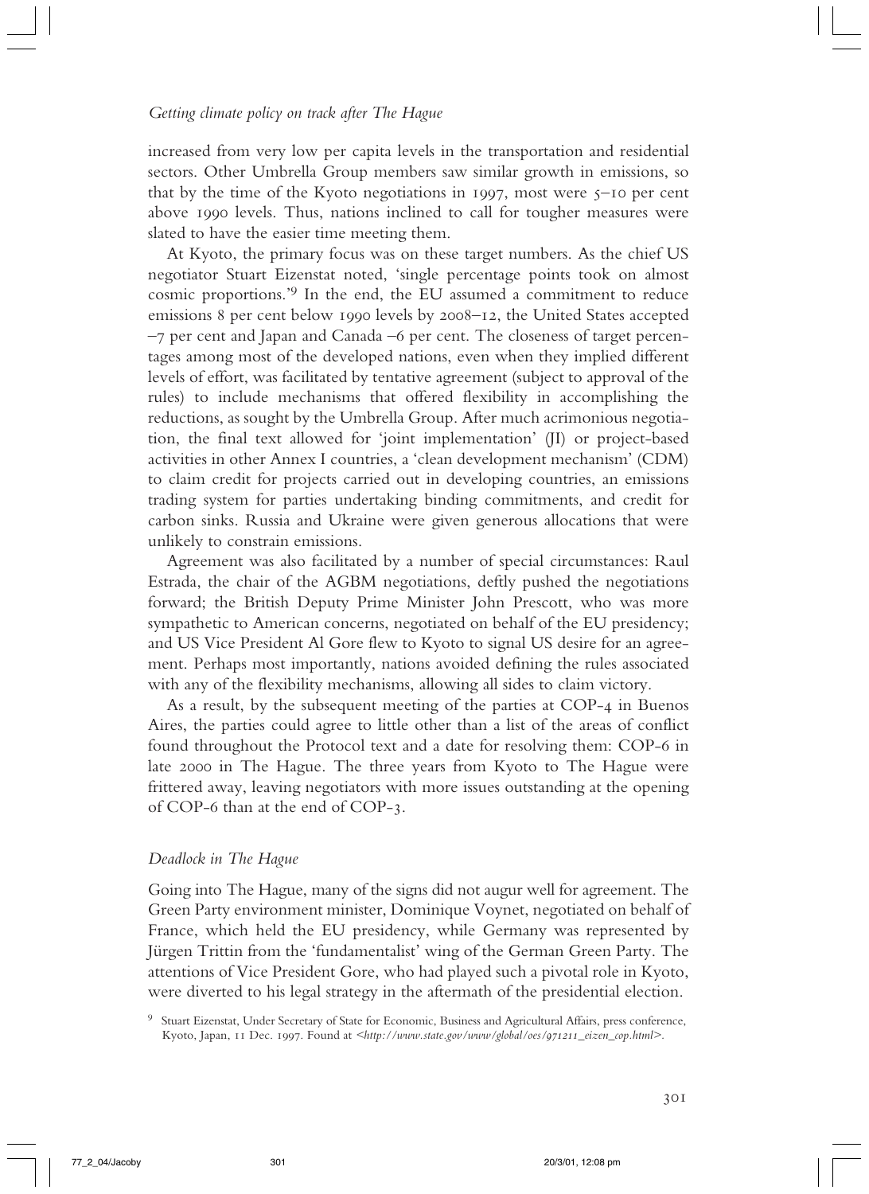increased from very low per capita levels in the transportation and residential sectors. Other Umbrella Group members saw similar growth in emissions, so that by the time of the Kyoto negotiations in 1997, most were 5–10 per cent above 1990 levels. Thus, nations inclined to call for tougher measures were slated to have the easier time meeting them.

At Kyoto, the primary focus was on these target numbers. As the chief US negotiator Stuart Eizenstat noted, 'single percentage points took on almost cosmic proportions.'[9] In the end, the EU assumed a commitment to reduce emissions 8 per cent below 1990 levels by 2008–12, the United States accepted –7 per cent and Japan and Canada –6 per cent. The closeness of target percentages among most of the developed nations, even when they implied different levels of effort, was facilitated by tentative agreement (subject to approval of the rules) to include mechanisms that offered flexibility in accomplishing the reductions, as sought by the Umbrella Group. After much acrimonious negotiation, the final text allowed for 'joint implementation' (JI) or project-based activities in other Annex I countries, a 'clean development mechanism' (CDM) to claim credit for projects carried out in developing countries, an emissions trading system for parties undertaking binding commitments, and credit for carbon sinks. Russia and Ukraine were given generous allocations that were unlikely to constrain emissions.

Agreement was also facilitated by a number of special circumstances: Raul Estrada, the chair of the AGBM negotiations, deftly pushed the negotiations forward; the British Deputy Prime Minister John Prescott, who was more sympathetic to American concerns, negotiated on behalf of the EU presidency; and US Vice President Al Gore flew to Kyoto to signal US desire for an agreement. Perhaps most importantly, nations avoided defining the rules associated with any of the flexibility mechanisms, allowing all sides to claim victory.

As a result, by the subsequent meeting of the parties at COP-4 in Buenos Aires, the parties could agree to little other than a list of the areas of conflict found throughout the Protocol text and a date for resolving them: COP-6 in late 2000 in The Hague. The three years from Kyoto to The Hague were frittered away, leaving negotiators with more issues outstanding at the opening of COP-6 than at the end of COP-3.

## *Deadlock in The Hague*

Going into The Hague, many of the signs did not augur well for agreement. The Green Party environment minister, Dominique Voynet, negotiated on behalf of France, which held the EU presidency, while Germany was represented by Jürgen Trittin from the 'fundamentalist' wing of the German Green Party. The attentions of Vice President Gore, who had played such a pivotal role in Kyoto, were diverted to his legal strategy in the aftermath of the presidential election.

[9] Stuart Eizenstat, Under Secretary of State for Economic, Business and Agricultural Affairs, press conference, Kyoto, Japan, 11 Dec. 1997. Found at <*http://www.state.gov/www/global/oes/971211_eizen_cop.html*>.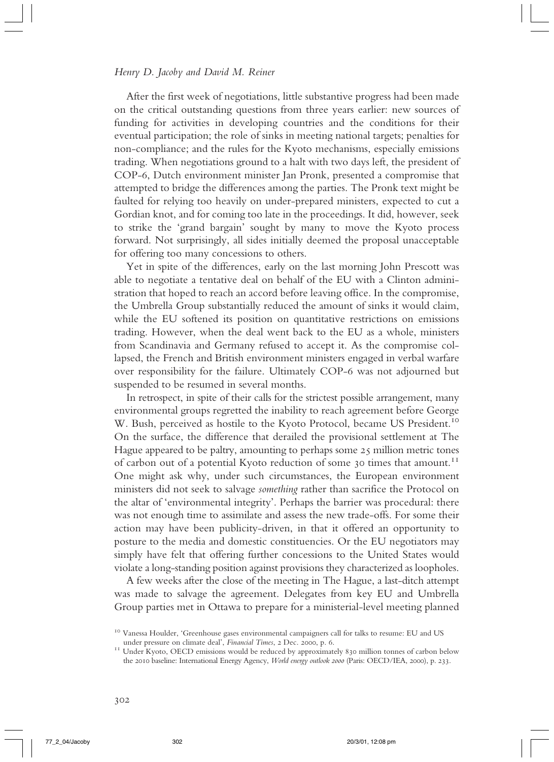After the first week of negotiations, little substantive progress had been made on the critical outstanding questions from three years earlier: new sources of funding for activities in developing countries and the conditions for their eventual participation; the role of sinks in meeting national targets; penalties for non-compliance; and the rules for the Kyoto mechanisms, especially emissions trading. When negotiations ground to a halt with two days left, the president of COP-6, Dutch environment minister Jan Pronk, presented a compromise that attempted to bridge the differences among the parties. The Pronk text might be faulted for relying too heavily on under-prepared ministers, expected to cut a Gordian knot, and for coming too late in the proceedings. It did, however, seek to strike the 'grand bargain' sought by many to move the Kyoto process forward. Not surprisingly, all sides initially deemed the proposal unacceptable for offering too many concessions to others.

Yet in spite of the differences, early on the last morning John Prescott was able to negotiate a tentative deal on behalf of the EU with a Clinton administration that hoped to reach an accord before leaving office. In the compromise, the Umbrella Group substantially reduced the amount of sinks it would claim, while the EU softened its position on quantitative restrictions on emissions trading. However, when the deal went back to the EU as a whole, ministers from Scandinavia and Germany refused to accept it. As the compromise collapsed, the French and British environment ministers engaged in verbal warfare over responsibility for the failure. Ultimately COP-6 was not adjourned but suspended to be resumed in several months.

In retrospect, in spite of their calls for the strictest possible arrangement, many environmental groups regretted the inability to reach agreement before George W. Bush, perceived as hostile to the Kyoto Protocol, became US President.[10] On the surface, the difference that derailed the provisional settlement at The Hague appeared to be paltry, amounting to perhaps some 25 million metric tones of carbon out of a potential Kyoto reduction of some 30 times that amount.[11] One might ask why, under such circumstances, the European environment ministers did not seek to salvage *something* rather than sacrifice the Protocol on the altar of 'environmental integrity'. Perhaps the barrier was procedural: there was not enough time to assimilate and assess the new trade-offs. For some their action may have been publicity-driven, in that it offered an opportunity to posture to the media and domestic constituencies. Or the EU negotiators may simply have felt that offering further concessions to the United States would violate a long-standing position against provisions they characterized as loopholes.

A few weeks after the close of the meeting in The Hague, a last-ditch attempt was made to salvage the agreement. Delegates from key EU and Umbrella Group parties met in Ottawa to prepare for a ministerial-level meeting planned

[10] Vanessa Houlder, 'Greenhouse gases environmental campaigners call for talks to resume: EU and US under pressure on climate deal', *Financial Times*, 2 Dec. 2000, p. 6.

[11] Under Kyoto, OECD emissions would be reduced by approximately 830 million tonnes of carbon below the 2010 baseline: International Energy Agency, *World energy outlook 2000* (Paris: OECD/IEA, 2000), p. 233.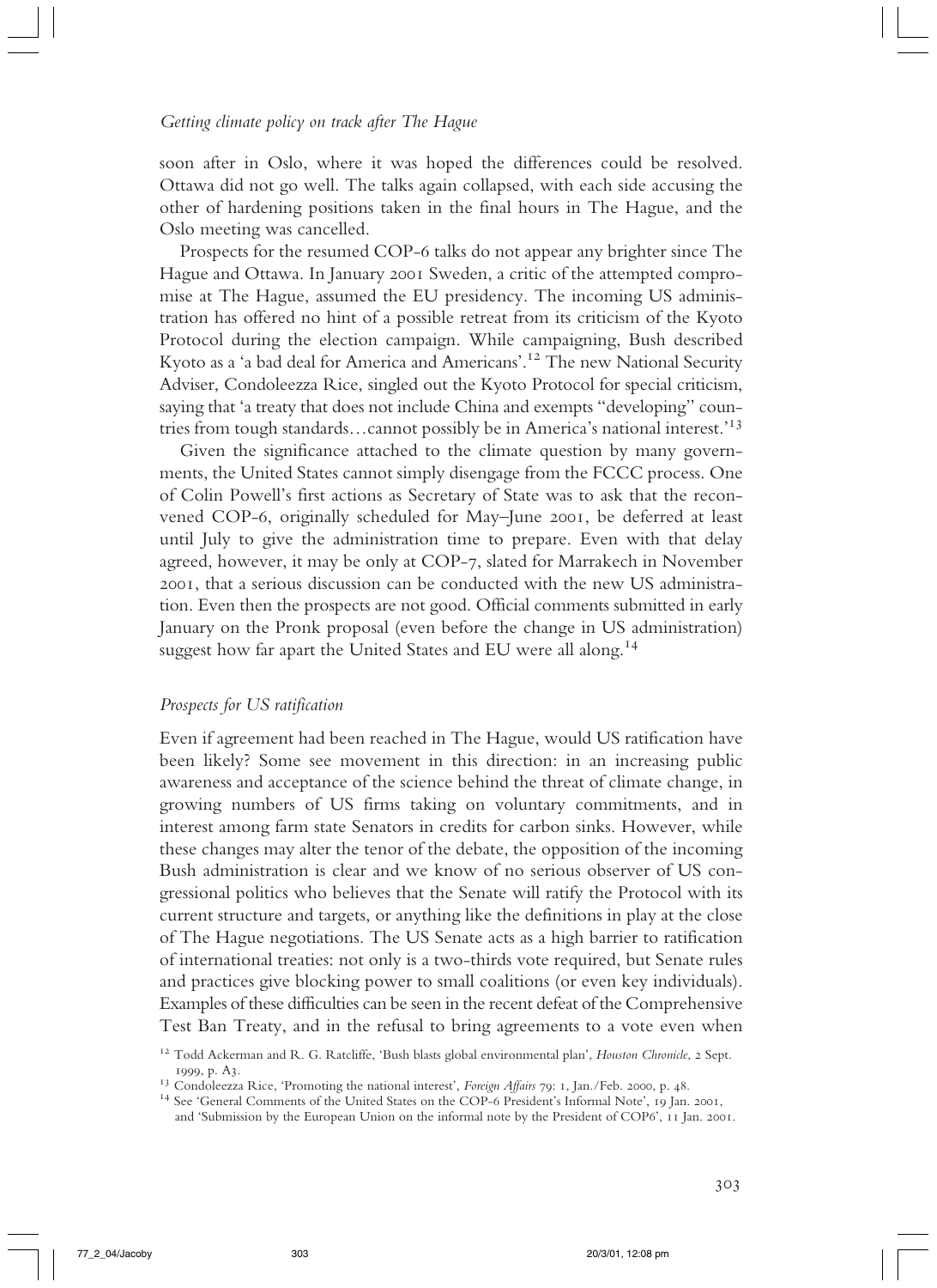soon after in Oslo, where it was hoped the differences could be resolved. Ottawa did not go well. The talks again collapsed, with each side accusing the other of hardening positions taken in the final hours in The Hague, and the Oslo meeting was cancelled.

Prospects for the resumed COP-6 talks do not appear any brighter since The Hague and Ottawa. In January 2001 Sweden, a critic of the attempted compromise at The Hague, assumed the EU presidency. The incoming US administration has offered no hint of a possible retreat from its criticism of the Kyoto Protocol during the election campaign. While campaigning, Bush described Kyoto as a 'a bad deal for America and Americans'.[12] The new National Security Adviser, Condoleezza Rice, singled out the Kyoto Protocol for special criticism, saying that 'a treaty that does not include China and exempts "developing" countries from tough standards…cannot possibly be in America's national interest.'[13]

Given the significance attached to the climate question by many governments, the United States cannot simply disengage from the FCCC process. One of Colin Powell's first actions as Secretary of State was to ask that the reconvened COP-6, originally scheduled for May–June 2001, be deferred at least until July to give the administration time to prepare. Even with that delay agreed, however, it may be only at COP-7, slated for Marrakech in November 2001, that a serious discussion can be conducted with the new US administration. Even then the prospects are not good. Official comments submitted in early January on the Pronk proposal (even before the change in US administration) suggest how far apart the United States and EU were all along.[14]

## *Prospects for US ratification*

Even if agreement had been reached in The Hague, would US ratification have been likely? Some see movement in this direction: in an increasing public awareness and acceptance of the science behind the threat of climate change, in growing numbers of US firms taking on voluntary commitments, and in interest among farm state Senators in credits for carbon sinks. However, while these changes may alter the tenor of the debate, the opposition of the incoming Bush administration is clear and we know of no serious observer of US congressional politics who believes that the Senate will ratify the Protocol with its current structure and targets, or anything like the definitions in play at the close of The Hague negotiations. The US Senate acts as a high barrier to ratification of international treaties: not only is a two-thirds vote required, but Senate rules and practices give blocking power to small coalitions (or even key individuals). Examples of these difficulties can be seen in the recent defeat of the Comprehensive Test Ban Treaty, and in the refusal to bring agreements to a vote even when

[12] Todd Ackerman and R. G. Ratcliffe, 'Bush blasts global environmental plan', *Houston Chronicle*, 2 Sept. 1999, p. A3.

[13] Condoleezza Rice, 'Promoting the national interest', *Foreign Affairs* 79: 1, Jan./Feb. 2000, p. 48.

[14] See 'General Comments of the United States on the COP-6 President's Informal Note', 19 Jan. 2001, and 'Submission by the European Union on the informal note by the President of COP6', 11 Jan. 2001.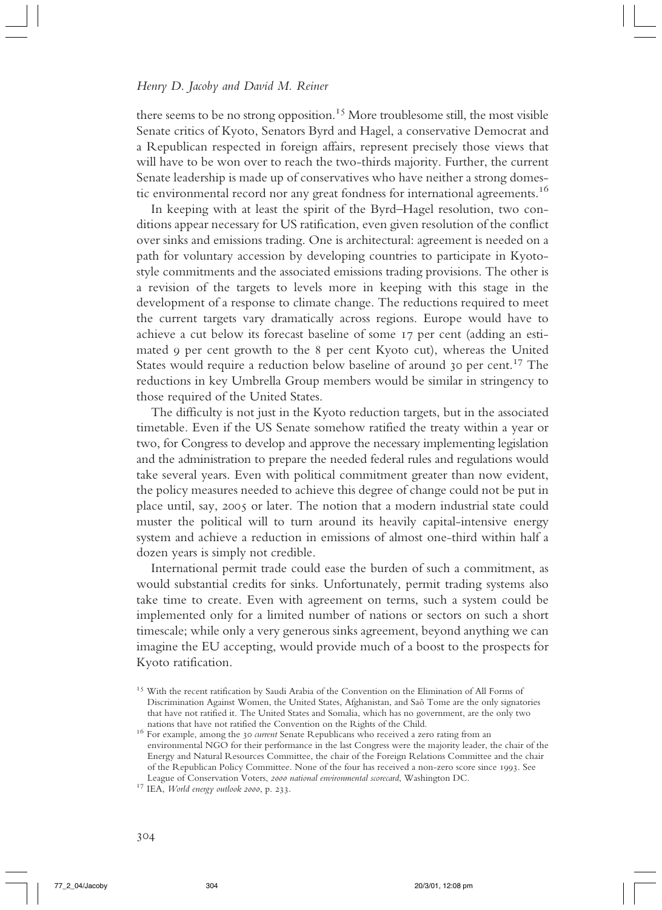there seems to be no strong opposition.[15] More troublesome still, the most visible Senate critics of Kyoto, Senators Byrd and Hagel, a conservative Democrat and a Republican respected in foreign affairs, represent precisely those views that will have to be won over to reach the two-thirds majority. Further, the current Senate leadership is made up of conservatives who have neither a strong domestic environmental record nor any great fondness for international agreements.[16]

In keeping with at least the spirit of the Byrd–Hagel resolution, two conditions appear necessary for US ratification, even given resolution of the conflict over sinks and emissions trading. One is architectural: agreement is needed on a path for voluntary accession by developing countries to participate in Kyoto-style commitments and the associated emissions trading provisions. The other is a revision of the targets to levels more in keeping with this stage in the development of a response to climate change. The reductions required to meet the current targets vary dramatically across regions. Europe would have to achieve a cut below its forecast baseline of some 17 per cent (adding an estimated 9 per cent growth to the 8 per cent Kyoto cut), whereas the United States would require a reduction below baseline of around 30 per cent.[17] The reductions in key Umbrella Group members would be similar in stringency to those required of the United States.

The difficulty is not just in the Kyoto reduction targets, but in the associated timetable. Even if the US Senate somehow ratified the treaty within a year or two, for Congress to develop and approve the necessary implementing legislation and the administration to prepare the needed federal rules and regulations would take several years. Even with political commitment greater than now evident, the policy measures needed to achieve this degree of change could not be put in place until, say, 2005 or later. The notion that a modern industrial state could muster the political will to turn around its heavily capital-intensive energy system and achieve a reduction in emissions of almost one-third within half a dozen years is simply not credible.

International permit trade could ease the burden of such a commitment, as would substantial credits for sinks. Unfortunately, permit trading systems also take time to create. Even with agreement on terms, such a system could be implemented only for a limited number of nations or sectors on such a short timescale; while only a very generous sinks agreement, beyond anything we can imagine the EU accepting, would provide much of a boost to the prospects for Kyoto ratification.

[15] With the recent ratification by Saudi Arabia of the Convention on the Elimination of All Forms of Discrimination Against Women, the United States, Afghanistan, and Saõ Tome are the only signatories that have not ratified it. The United States and Somalia, which has no government, are the only two nations that have not ratified the Convention on the Rights of the Child.

[16] For example, among the 30 *current* Senate Republicans who received a zero rating from an environmental NGO for their performance in the last Congress were the majority leader, the chair of the Energy and Natural Resources Committee, the chair of the Foreign Relations Committee and the chair of the Republican Policy Committee. None of the four has received a non-zero score since 1993. See League of Conservation Voters, *2000 national environmental scorecard*, Washington DC.

[17] IEA, *World energy outlook 2000*, p. 233.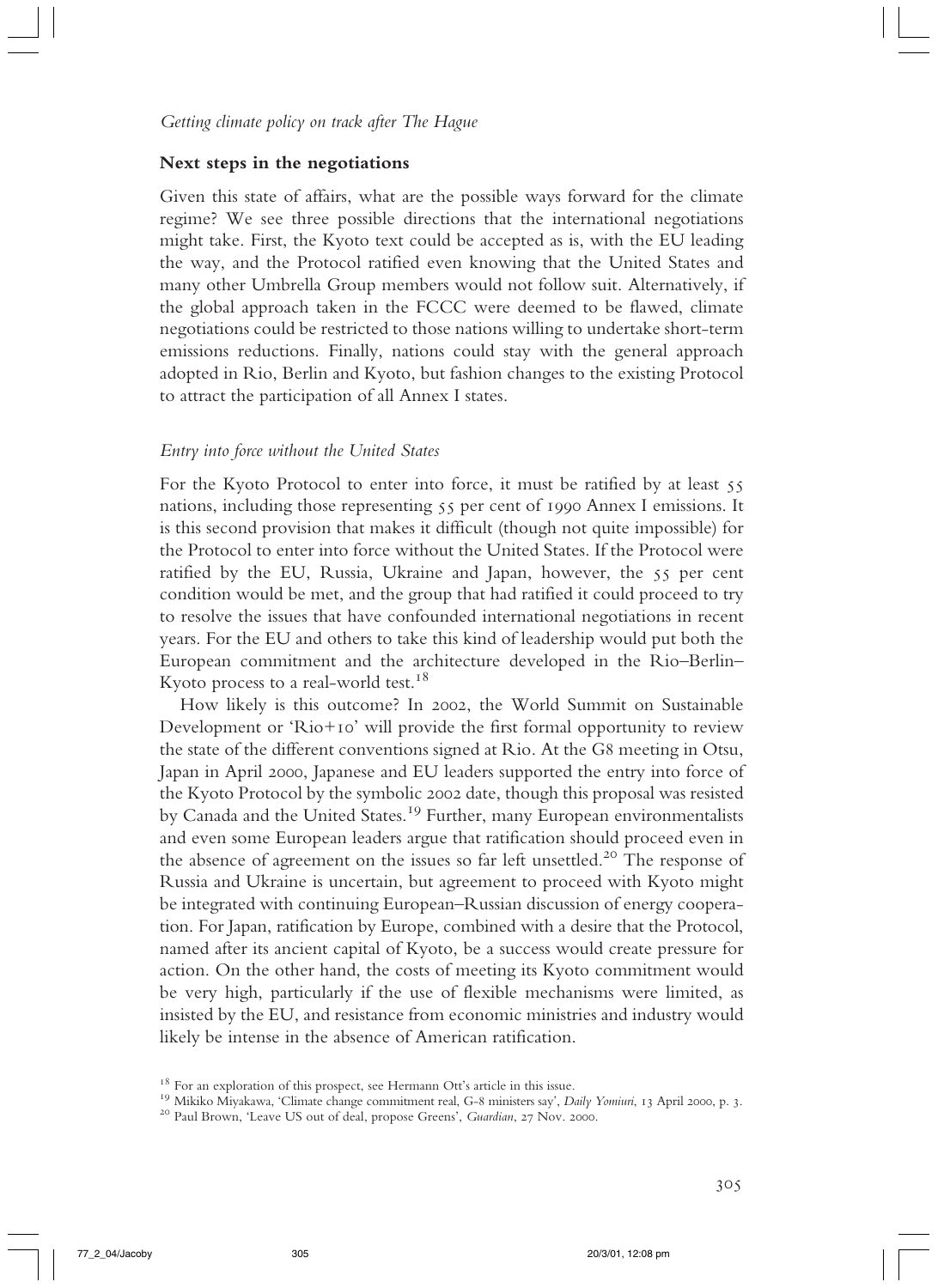## Next steps in the negotiations

Given this state of affairs, what are the possible ways forward for the climate regime? We see three possible directions that the international negotiations might take. First, the Kyoto text could be accepted as is, with the EU leading the way, and the Protocol ratified even knowing that the United States and many other Umbrella Group members would not follow suit. Alternatively, if the global approach taken in the FCCC were deemed to be flawed, climate negotiations could be restricted to those nations willing to undertake short-term emissions reductions. Finally, nations could stay with the general approach adopted in Rio, Berlin and Kyoto, but fashion changes to the existing Protocol to attract the participation of all Annex I states.

### *Entry into force without the United States*

For the Kyoto Protocol to enter into force, it must be ratified by at least 55 nations, including those representing 55 per cent of 1990 Annex I emissions. It is this second provision that makes it difficult (though not quite impossible) for the Protocol to enter into force without the United States. If the Protocol were ratified by the EU, Russia, Ukraine and Japan, however, the 55 per cent condition would be met, and the group that had ratified it could proceed to try to resolve the issues that have confounded international negotiations in recent years. For the EU and others to take this kind of leadership would put both the European commitment and the architecture developed in the Rio–Berlin–Kyoto process to a real-world test.[18]

How likely is this outcome? In 2002, the World Summit on Sustainable Development or 'Rio+10' will provide the first formal opportunity to review the state of the different conventions signed at Rio. At the G8 meeting in Otsu, Japan in April 2000, Japanese and EU leaders supported the entry into force of the Kyoto Protocol by the symbolic 2002 date, though this proposal was resisted by Canada and the United States.[19] Further, many European environmentalists and even some European leaders argue that ratification should proceed even in the absence of agreement on the issues so far left unsettled.[20] The response of Russia and Ukraine is uncertain, but agreement to proceed with Kyoto might be integrated with continuing European–Russian discussion of energy cooperation. For Japan, ratification by Europe, combined with a desire that the Protocol, named after its ancient capital of Kyoto, be a success would create pressure for action. On the other hand, the costs of meeting its Kyoto commitment would be very high, particularly if the use of flexible mechanisms were limited, as insisted by the EU, and resistance from economic ministries and industry would likely be intense in the absence of American ratification.

[18] For an exploration of this prospect, see Hermann Ott's article in this issue.

[19] Mikiko Miyakawa, 'Climate change commitment real, G-8 ministers say', *Daily Yomiuri*, 13 April 2000, p. 3.

[20] Paul Brown, 'Leave US out of deal, propose Greens', *Guardian*, 27 Nov. 2000.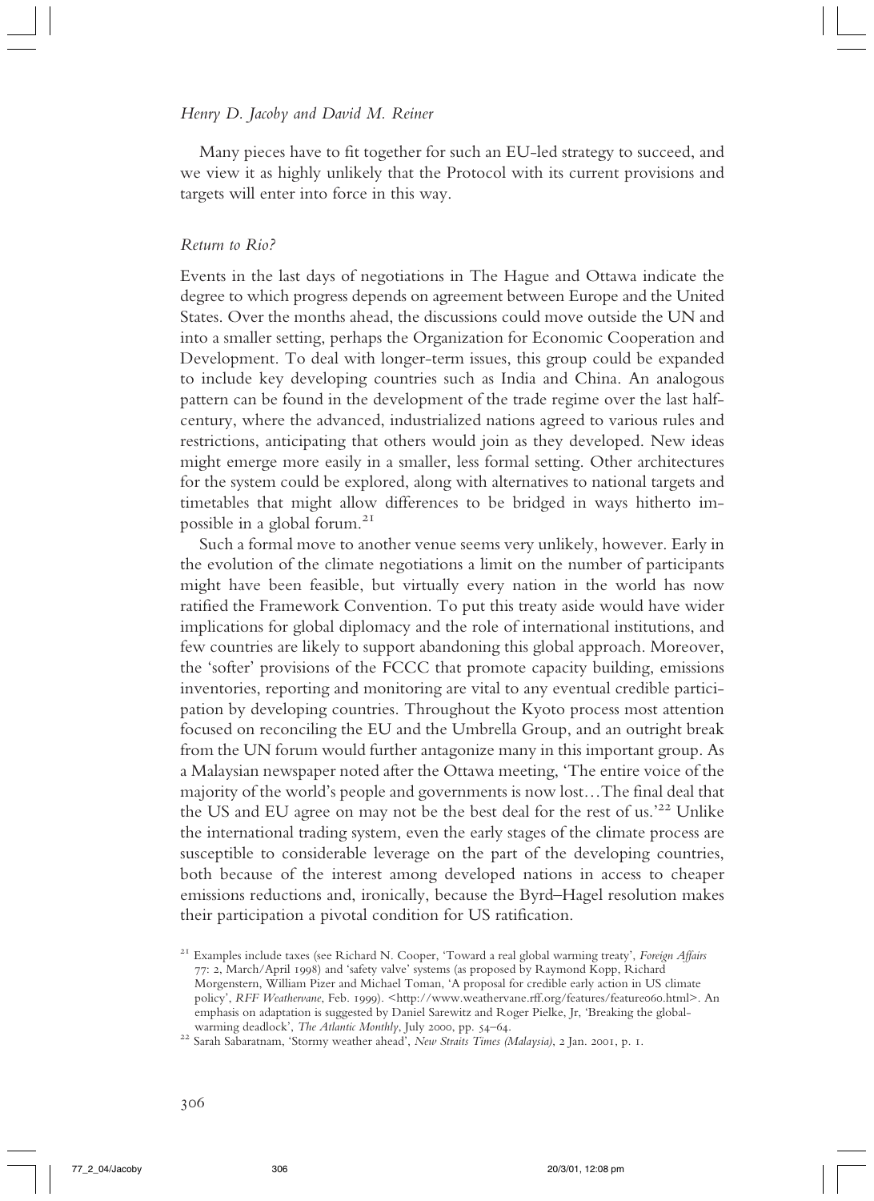Many pieces have to fit together for such an EU-led strategy to succeed, and we view it as highly unlikely that the Protocol with its current provisions and targets will enter into force in this way.

### *Return to Rio?*

Events in the last days of negotiations in The Hague and Ottawa indicate the degree to which progress depends on agreement between Europe and the United States. Over the months ahead, the discussions could move outside the UN and into a smaller setting, perhaps the Organization for Economic Cooperation and Development. To deal with longer-term issues, this group could be expanded to include key developing countries such as India and China. An analogous pattern can be found in the development of the trade regime over the last half-century, where the advanced, industrialized nations agreed to various rules and restrictions, anticipating that others would join as they developed. New ideas might emerge more easily in a smaller, less formal setting. Other architectures for the system could be explored, along with alternatives to national targets and timetables that might allow differences to be bridged in ways hitherto impossible in a global forum.[21]

Such a formal move to another venue seems very unlikely, however. Early in the evolution of the climate negotiations a limit on the number of participants might have been feasible, but virtually every nation in the world has now ratified the Framework Convention. To put this treaty aside would have wider implications for global diplomacy and the role of international institutions, and few countries are likely to support abandoning this global approach. Moreover, the 'softer' provisions of the FCCC that promote capacity building, emissions inventories, reporting and monitoring are vital to any eventual credible participation by developing countries. Throughout the Kyoto process most attention focused on reconciling the EU and the Umbrella Group, and an outright break from the UN forum would further antagonize many in this important group. As a Malaysian newspaper noted after the Ottawa meeting, 'The entire voice of the majority of the world's people and governments is now lost…The final deal that the US and EU agree on may not be the best deal for the rest of us.'[22] Unlike the international trading system, even the early stages of the climate process are susceptible to considerable leverage on the part of the developing countries, both because of the interest among developed nations in access to cheaper emissions reductions and, ironically, because the Byrd–Hagel resolution makes their participation a pivotal condition for US ratification.

[21] Examples include taxes (see Richard N. Cooper, 'Toward a real global warming treaty', *Foreign Affairs* 77: 2, March/April 1998) and 'safety valve' systems (as proposed by Raymond Kopp, Richard Morgenstern, William Pizer and Michael Toman, 'A proposal for credible early action in US climate policy', *RFF Weathervane*, Feb. 1999). <http://www.weathervane.rff.org/features/feature060.html>. An emphasis on adaptation is suggested by Daniel Sarewitz and Roger Pielke, Jr, 'Breaking the global-warming deadlock', *The Atlantic Monthly*, July 2000, pp. 54–64.

[22] Sarah Sabaratnam, 'Stormy weather ahead', *New Straits Times (Malaysia)*, 2 Jan. 2001, p. 1.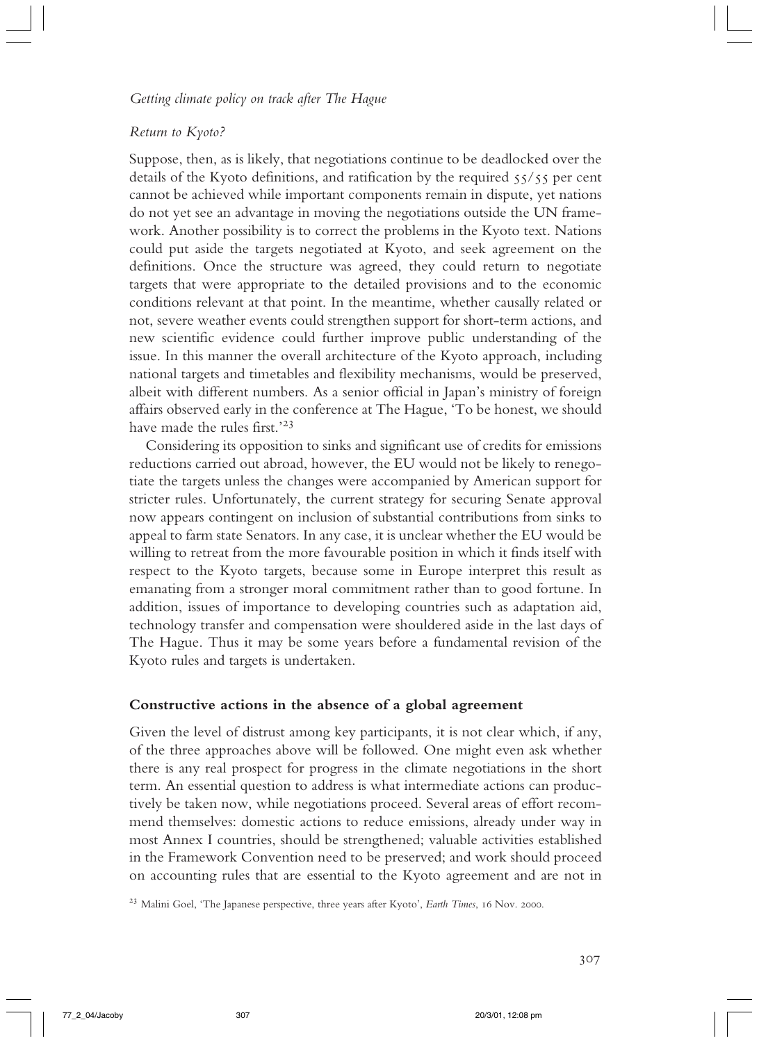### *Return to Kyoto?*

Suppose, then, as is likely, that negotiations continue to be deadlocked over the details of the Kyoto definitions, and ratification by the required 55/55 per cent cannot be achieved while important components remain in dispute, yet nations do not yet see an advantage in moving the negotiations outside the UN framework. Another possibility is to correct the problems in the Kyoto text. Nations could put aside the targets negotiated at Kyoto, and seek agreement on the definitions. Once the structure was agreed, they could return to negotiate targets that were appropriate to the detailed provisions and to the economic conditions relevant at that point. In the meantime, whether causally related or not, severe weather events could strengthen support for short-term actions, and new scientific evidence could further improve public understanding of the issue. In this manner the overall architecture of the Kyoto approach, including national targets and timetables and flexibility mechanisms, would be preserved, albeit with different numbers. As a senior official in Japan's ministry of foreign affairs observed early in the conference at The Hague, 'To be honest, we should have made the rules first.'[23]

Considering its opposition to sinks and significant use of credits for emissions reductions carried out abroad, however, the EU would not be likely to renegotiate the targets unless the changes were accompanied by American support for stricter rules. Unfortunately, the current strategy for securing Senate approval now appears contingent on inclusion of substantial contributions from sinks to appeal to farm state Senators. In any case, it is unclear whether the EU would be willing to retreat from the more favourable position in which it finds itself with respect to the Kyoto targets, because some in Europe interpret this result as emanating from a stronger moral commitment rather than to good fortune. In addition, issues of importance to developing countries such as adaptation aid, technology transfer and compensation were shouldered aside in the last days of The Hague. Thus it may be some years before a fundamental revision of the Kyoto rules and targets is undertaken.

## **Constructive actions in the absence of a global agreement**

Given the level of distrust among key participants, it is not clear which, if any, of the three approaches above will be followed. One might even ask whether there is any real prospect for progress in the climate negotiations in the short term. An essential question to address is what intermediate actions can productively be taken now, while negotiations proceed. Several areas of effort recommend themselves: domestic actions to reduce emissions, already under way in most Annex I countries, should be strengthened; valuable activities established in the Framework Convention need to be preserved; and work should proceed on accounting rules that are essential to the Kyoto agreement and are not in

[23] Malini Goel, 'The Japanese perspective, three years after Kyoto', *Earth Times*, 16 Nov. 2000.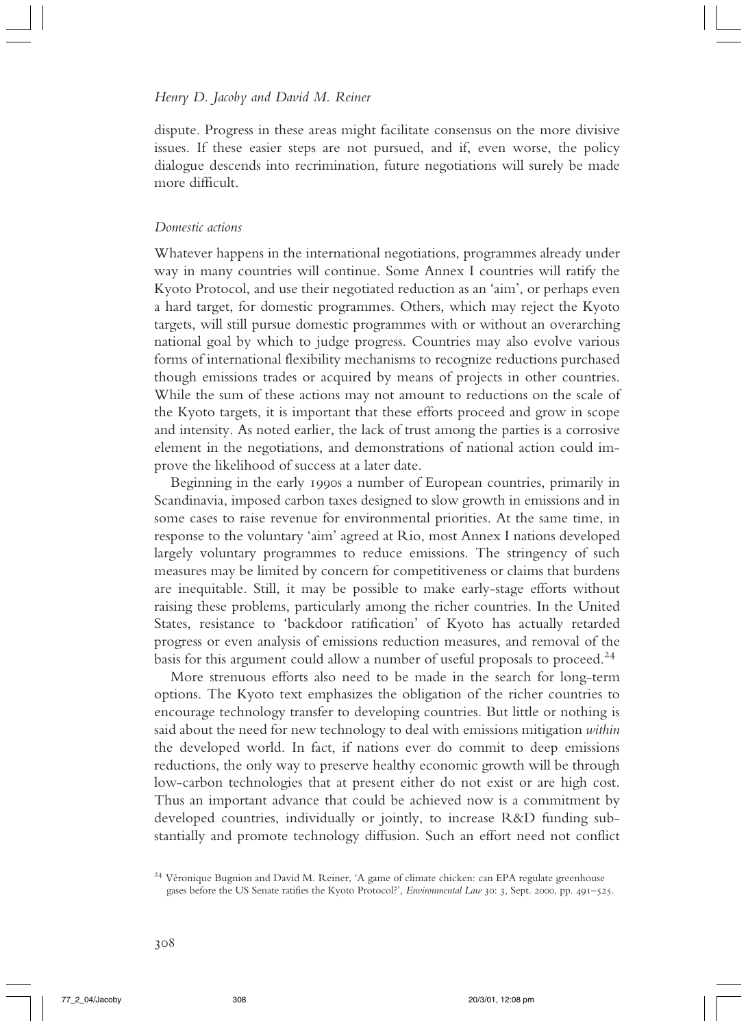dispute. Progress in these areas might facilitate consensus on the more divisive issues. If these easier steps are not pursued, and if, even worse, the policy dialogue descends into recrimination, future negotiations will surely be made more difficult.

### *Domestic actions*

Whatever happens in the international negotiations, programmes already under way in many countries will continue. Some Annex I countries will ratify the Kyoto Protocol, and use their negotiated reduction as an 'aim', or perhaps even a hard target, for domestic programmes. Others, which may reject the Kyoto targets, will still pursue domestic programmes with or without an overarching national goal by which to judge progress. Countries may also evolve various forms of international flexibility mechanisms to recognize reductions purchased though emissions trades or acquired by means of projects in other countries. While the sum of these actions may not amount to reductions on the scale of the Kyoto targets, it is important that these efforts proceed and grow in scope and intensity. As noted earlier, the lack of trust among the parties is a corrosive element in the negotiations, and demonstrations of national action could improve the likelihood of success at a later date.

Beginning in the early 1990s a number of European countries, primarily in Scandinavia, imposed carbon taxes designed to slow growth in emissions and in some cases to raise revenue for environmental priorities. At the same time, in response to the voluntary 'aim' agreed at Rio, most Annex I nations developed largely voluntary programmes to reduce emissions. The stringency of such measures may be limited by concern for competitiveness or claims that burdens are inequitable. Still, it may be possible to make early-stage efforts without raising these problems, particularly among the richer countries. In the United States, resistance to 'backdoor ratification' of Kyoto has actually retarded progress or even analysis of emissions reduction measures, and removal of the basis for this argument could allow a number of useful proposals to proceed.[24]

More strenuous efforts also need to be made in the search for long-term options. The Kyoto text emphasizes the obligation of the richer countries to encourage technology transfer to developing countries. But little or nothing is said about the need for new technology to deal with emissions mitigation *within* the developed world. In fact, if nations ever do commit to deep emissions reductions, the only way to preserve healthy economic growth will be through low-carbon technologies that at present either do not exist or are high cost. Thus an important advance that could be achieved now is a commitment by developed countries, individually or jointly, to increase R&D funding substantially and promote technology diffusion. Such an effort need not conflict

[24] Véronique Bugnion and David M. Reiner, 'A game of climate chicken: can EPA regulate greenhouse gases before the US Senate ratifies the Kyoto Protocol?', *Environmental Law* 30: 3, Sept. 2000, pp. 491–525.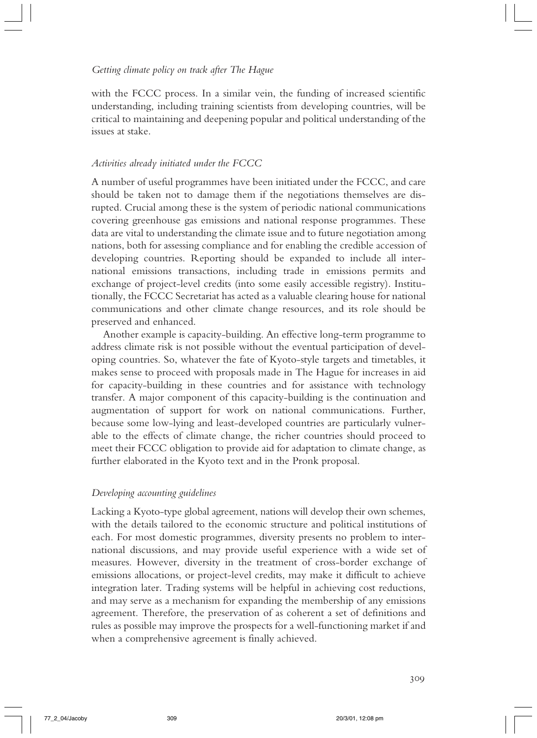with the FCCC process. In a similar vein, the funding of increased scientific understanding, including training scientists from developing countries, will be critical to maintaining and deepening popular and political understanding of the issues at stake.

### *Activities already initiated under the FCCC*

A number of useful programmes have been initiated under the FCCC, and care should be taken not to damage them if the negotiations themselves are disrupted. Crucial among these is the system of periodic national communications covering greenhouse gas emissions and national response programmes. These data are vital to understanding the climate issue and to future negotiation among nations, both for assessing compliance and for enabling the credible accession of developing countries. Reporting should be expanded to include all international emissions transactions, including trade in emissions permits and exchange of project-level credits (into some easily accessible registry). Institutionally, the FCCC Secretariat has acted as a valuable clearing house for national communications and other climate change resources, and its role should be preserved and enhanced.

Another example is capacity-building. An effective long-term programme to address climate risk is not possible without the eventual participation of developing countries. So, whatever the fate of Kyoto-style targets and timetables, it makes sense to proceed with proposals made in The Hague for increases in aid for capacity-building in these countries and for assistance with technology transfer. A major component of this capacity-building is the continuation and augmentation of support for work on national communications. Further, because some low-lying and least-developed countries are particularly vulnerable to the effects of climate change, the richer countries should proceed to meet their FCCC obligation to provide aid for adaptation to climate change, as further elaborated in the Kyoto text and in the Pronk proposal.

### *Developing accounting guidelines*

Lacking a Kyoto-type global agreement, nations will develop their own schemes, with the details tailored to the economic structure and political institutions of each. For most domestic programmes, diversity presents no problem to international discussions, and may provide useful experience with a wide set of measures. However, diversity in the treatment of cross-border exchange of emissions allocations, or project-level credits, may make it difficult to achieve integration later. Trading systems will be helpful in achieving cost reductions, and may serve as a mechanism for expanding the membership of any emissions agreement. Therefore, the preservation of as coherent a set of definitions and rules as possible may improve the prospects for a well-functioning market if and when a comprehensive agreement is finally achieved.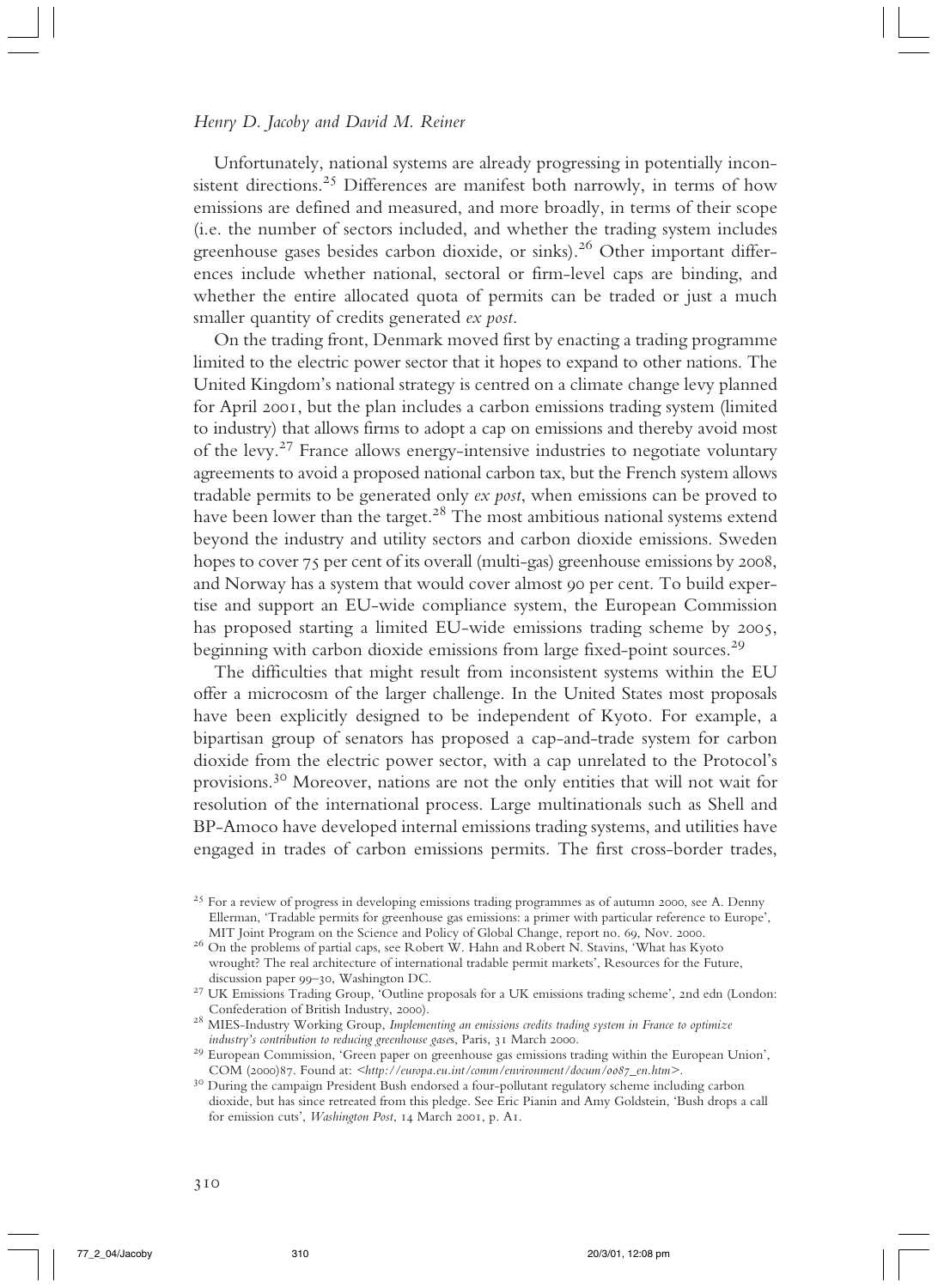Unfortunately, national systems are already progressing in potentially inconsistent directions.[25] Differences are manifest both narrowly, in terms of how emissions are defined and measured, and more broadly, in terms of their scope (i.e. the number of sectors included, and whether the trading system includes greenhouse gases besides carbon dioxide, or sinks).[26] Other important differences include whether national, sectoral or firm-level caps are binding, and whether the entire allocated quota of permits can be traded or just a much smaller quantity of credits generated *ex post*.

On the trading front, Denmark moved first by enacting a trading programme limited to the electric power sector that it hopes to expand to other nations. The United Kingdom's national strategy is centred on a climate change levy planned for April 2001, but the plan includes a carbon emissions trading system (limited to industry) that allows firms to adopt a cap on emissions and thereby avoid most of the levy.[27] France allows energy-intensive industries to negotiate voluntary agreements to avoid a proposed national carbon tax, but the French system allows tradable permits to be generated only *ex post*, when emissions can be proved to have been lower than the target.[28] The most ambitious national systems extend beyond the industry and utility sectors and carbon dioxide emissions. Sweden hopes to cover 75 per cent of its overall (multi-gas) greenhouse emissions by 2008, and Norway has a system that would cover almost 90 per cent. To build expertise and support an EU-wide compliance system, the European Commission has proposed starting a limited EU-wide emissions trading scheme by 2005, beginning with carbon dioxide emissions from large fixed-point sources.[29]

The difficulties that might result from inconsistent systems within the EU offer a microcosm of the larger challenge. In the United States most proposals have been explicitly designed to be independent of Kyoto. For example, a bipartisan group of senators has proposed a cap-and-trade system for carbon dioxide from the electric power sector, with a cap unrelated to the Protocol's provisions.[30] Moreover, nations are not the only entities that will not wait for resolution of the international process. Large multinationals such as Shell and BP-Amoco have developed internal emissions trading systems, and utilities have engaged in trades of carbon emissions permits. The first cross-border trades,

---

[25] For a review of progress in developing emissions trading programmes as of autumn 2000, see A. Denny Ellerman, 'Tradable permits for greenhouse gas emissions: a primer with particular reference to Europe', MIT Joint Program on the Science and Policy of Global Change, report no. 69, Nov. 2000.

[26] On the problems of partial caps, see Robert W. Hahn and Robert N. Stavins, 'What has Kyoto wrought? The real architecture of international tradable permit markets', Resources for the Future, discussion paper 99–30, Washington DC.

[27] UK Emissions Trading Group, 'Outline proposals for a UK emissions trading scheme', 2nd edn (London: Confederation of British Industry, 2000).

[28] MIES-Industry Working Group, *Implementing an emissions credits trading system in France to optimize industry's contribution to reducing greenhouse gases*, Paris, 31 March 2000.

[29] European Commission, 'Green paper on greenhouse gas emissions trading within the European Union', COM (2000)87. Found at: <*http://europa.eu.int/comm/environment/docum/0087_en.htm*>.

[30] During the campaign President Bush endorsed a four-pollutant regulatory scheme including carbon dioxide, but has since retreated from this pledge. See Eric Pianin and Amy Goldstein, 'Bush drops a call for emission cuts', *Washington Post*, 14 March 2001, p. A1.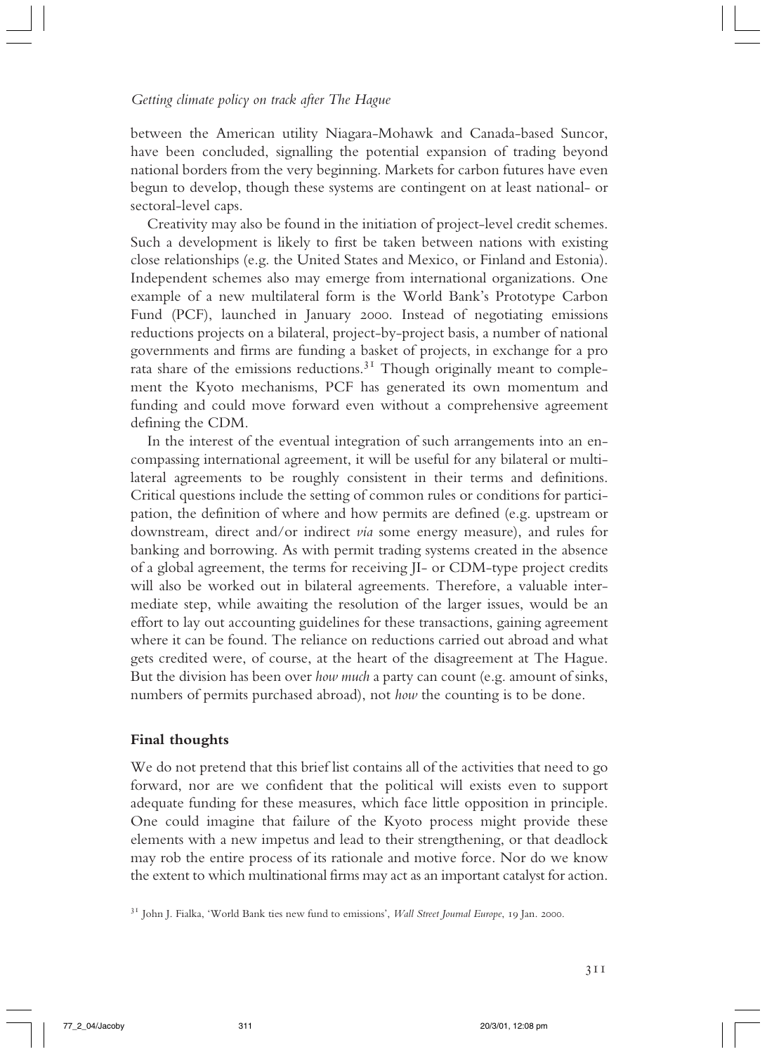between the American utility Niagara-Mohawk and Canada-based Suncor, have been concluded, signalling the potential expansion of trading beyond national borders from the very beginning. Markets for carbon futures have even begun to develop, though these systems are contingent on at least national- or sectoral-level caps.

Creativity may also be found in the initiation of project-level credit schemes. Such a development is likely to first be taken between nations with existing close relationships (e.g. the United States and Mexico, or Finland and Estonia). Independent schemes also may emerge from international organizations. One example of a new multilateral form is the World Bank's Prototype Carbon Fund (PCF), launched in January 2000. Instead of negotiating emissions reductions projects on a bilateral, project-by-project basis, a number of national governments and firms are funding a basket of projects, in exchange for a pro rata share of the emissions reductions.[31] Though originally meant to complement the Kyoto mechanisms, PCF has generated its own momentum and funding and could move forward even without a comprehensive agreement defining the CDM.

In the interest of the eventual integration of such arrangements into an encompassing international agreement, it will be useful for any bilateral or multilateral agreements to be roughly consistent in their terms and definitions. Critical questions include the setting of common rules or conditions for participation, the definition of where and how permits are defined (e.g. upstream or downstream, direct and/or indirect *via* some energy measure), and rules for banking and borrowing. As with permit trading systems created in the absence of a global agreement, the terms for receiving JI- or CDM-type project credits will also be worked out in bilateral agreements. Therefore, a valuable intermediate step, while awaiting the resolution of the larger issues, would be an effort to lay out accounting guidelines for these transactions, gaining agreement where it can be found. The reliance on reductions carried out abroad and what gets credited were, of course, at the heart of the disagreement at The Hague. But the division has been over *how much* a party can count (e.g. amount of sinks, numbers of permits purchased abroad), not *how* the counting is to be done.

## Final thoughts

We do not pretend that this brief list contains all of the activities that need to go forward, nor are we confident that the political will exists even to support adequate funding for these measures, which face little opposition in principle. One could imagine that failure of the Kyoto process might provide these elements with a new impetus and lead to their strengthening, or that deadlock may rob the entire process of its rationale and motive force. Nor do we know the extent to which multinational firms may act as an important catalyst for action.

[31] John J. Fialka, 'World Bank ties new fund to emissions', *Wall Street Journal Europe*, 19 Jan. 2000.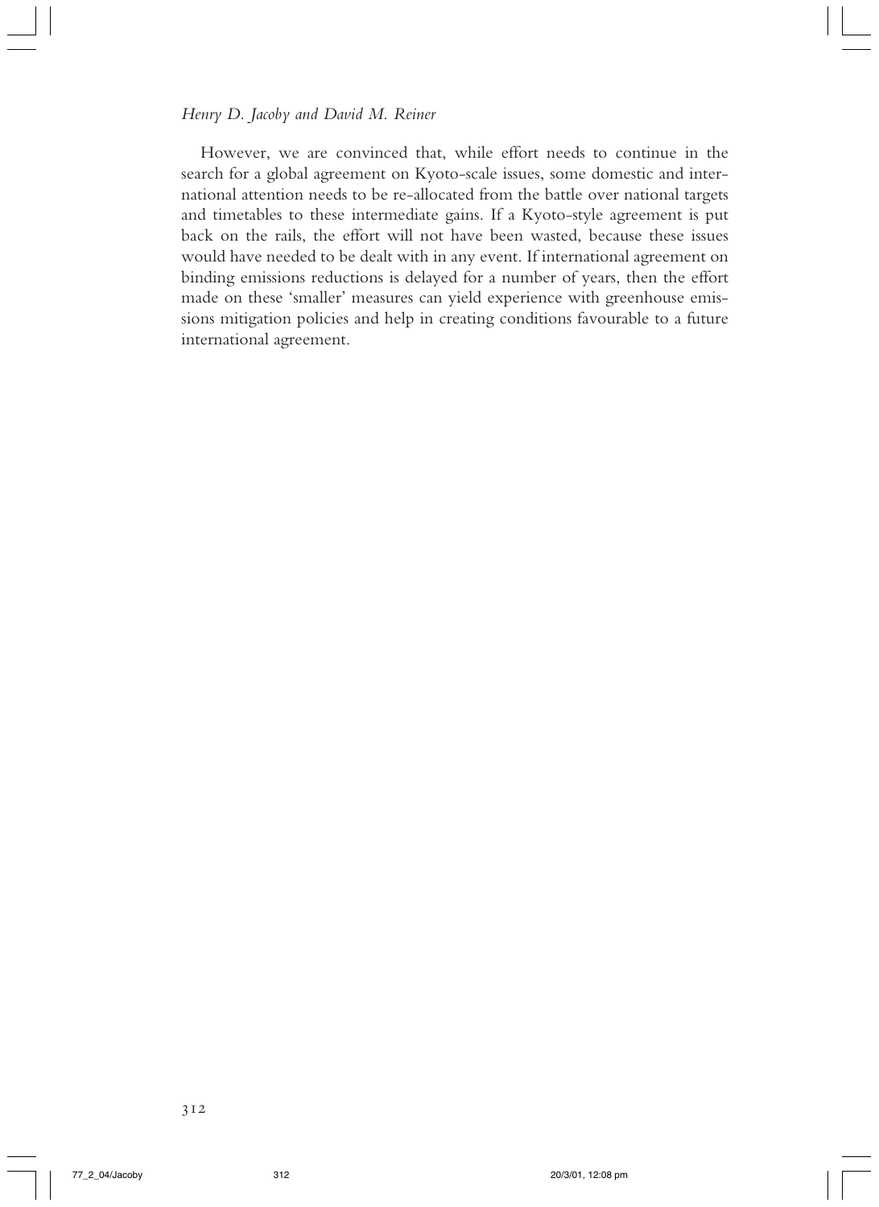However, we are convinced that, while effort needs to continue in the search for a global agreement on Kyoto-scale issues, some domestic and international attention needs to be re-allocated from the battle over national targets and timetables to these intermediate gains. If a Kyoto-style agreement is put back on the rails, the effort will not have been wasted, because these issues would have needed to be dealt with in any event. If international agreement on binding emissions reductions is delayed for a number of years, then the effort made on these 'smaller' measures can yield experience with greenhouse emissions mitigation policies and help in creating conditions favourable to a future international agreement.